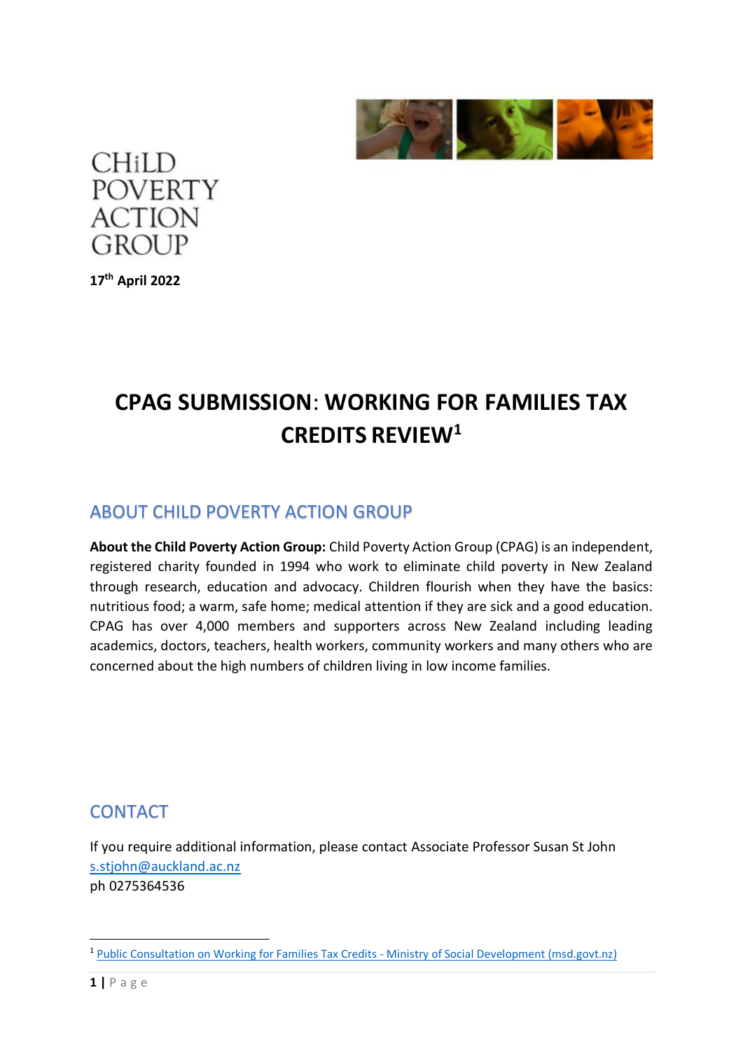CHiLD
POVERTY
ACTION
GROUP

**17th April 2022**

# CPAG SUBMISSION: WORKING FOR FAMILIES TAX CREDITS REVIEW[1]

## ABOUT CHILD POVERTY ACTION GROUP

**About the Child Poverty Action Group:** Child Poverty Action Group (CPAG) is an independent, registered charity founded in 1994 who work to eliminate child poverty in New Zealand through research, education and advocacy. Children flourish when they have the basics: nutritious food; a warm, safe home; medical attention if they are sick and a good education. CPAG has over 4,000 members and supporters across New Zealand including leading academics, doctors, teachers, health workers, community workers and many others who are concerned about the high numbers of children living in low income families.

## CONTACT

If you require additional information, please contact Associate Professor Susan St John
s.stjohn@auckland.ac.nz
ph 0275364536

[1] Public Consultation on Working for Families Tax Credits - Ministry of Social Development (msd.govt.nz)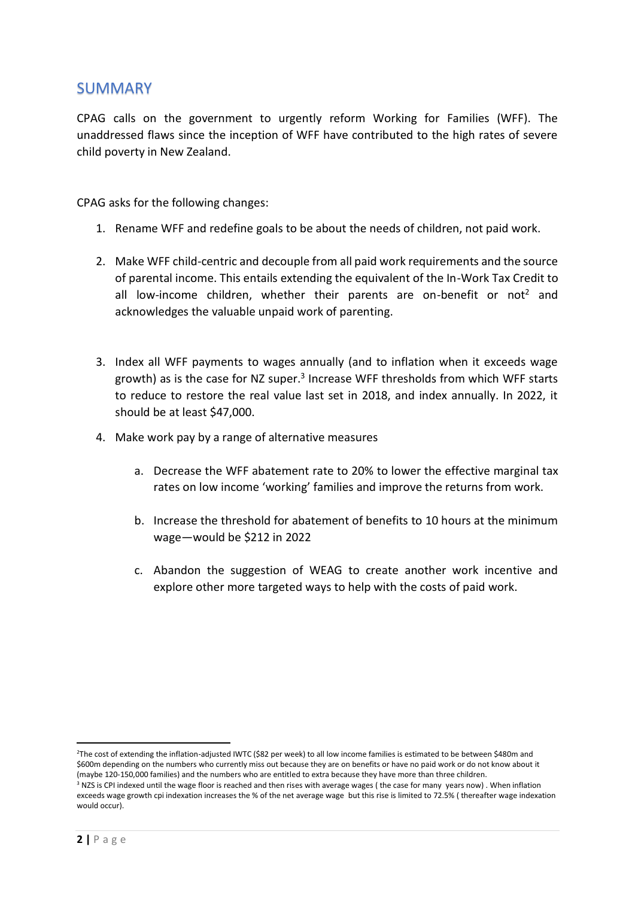## SUMMARY

CPAG calls on the government to urgently reform Working for Families (WFF). The unaddressed flaws since the inception of WFF have contributed to the high rates of severe child poverty in New Zealand.

CPAG asks for the following changes:

1. Rename WFF and redefine goals to be about the needs of children, not paid work.

2. Make WFF child-centric and decouple from all paid work requirements and the source of parental income. This entails extending the equivalent of the In-Work Tax Credit to all low-income children, whether their parents are on-benefit or not[2] and acknowledges the valuable unpaid work of parenting.

3. Index all WFF payments to wages annually (and to inflation when it exceeds wage growth) as is the case for NZ super.[3] Increase WFF thresholds from which WFF starts to reduce to restore the real value last set in 2018, and index annually. In 2022, it should be at least $47,000.

4. Make work pay by a range of alternative measures

    a. Decrease the WFF abatement rate to 20% to lower the effective marginal tax rates on low income 'working' families and improve the returns from work.

    b. Increase the threshold for abatement of benefits to 10 hours at the minimum wage—would be $212 in 2022

    c. Abandon the suggestion of WEAG to create another work incentive and explore other more targeted ways to help with the costs of paid work.

---

[2] The cost of extending the inflation-adjusted IWTC ($82 per week) to all low income families is estimated to be between $480m and $600m depending on the numbers who currently miss out because they are on benefits or have no paid work or do not know about it (maybe 120-150,000 families) and the numbers who are entitled to extra because they have more than three children.

[3] NZS is CPI indexed until the wage floor is reached and then rises with average wages ( the case for many years now) . When inflation exceeds wage growth cpi indexation increases the % of the net average wage but this rise is limited to 72.5% ( thereafter wage indexation would occur).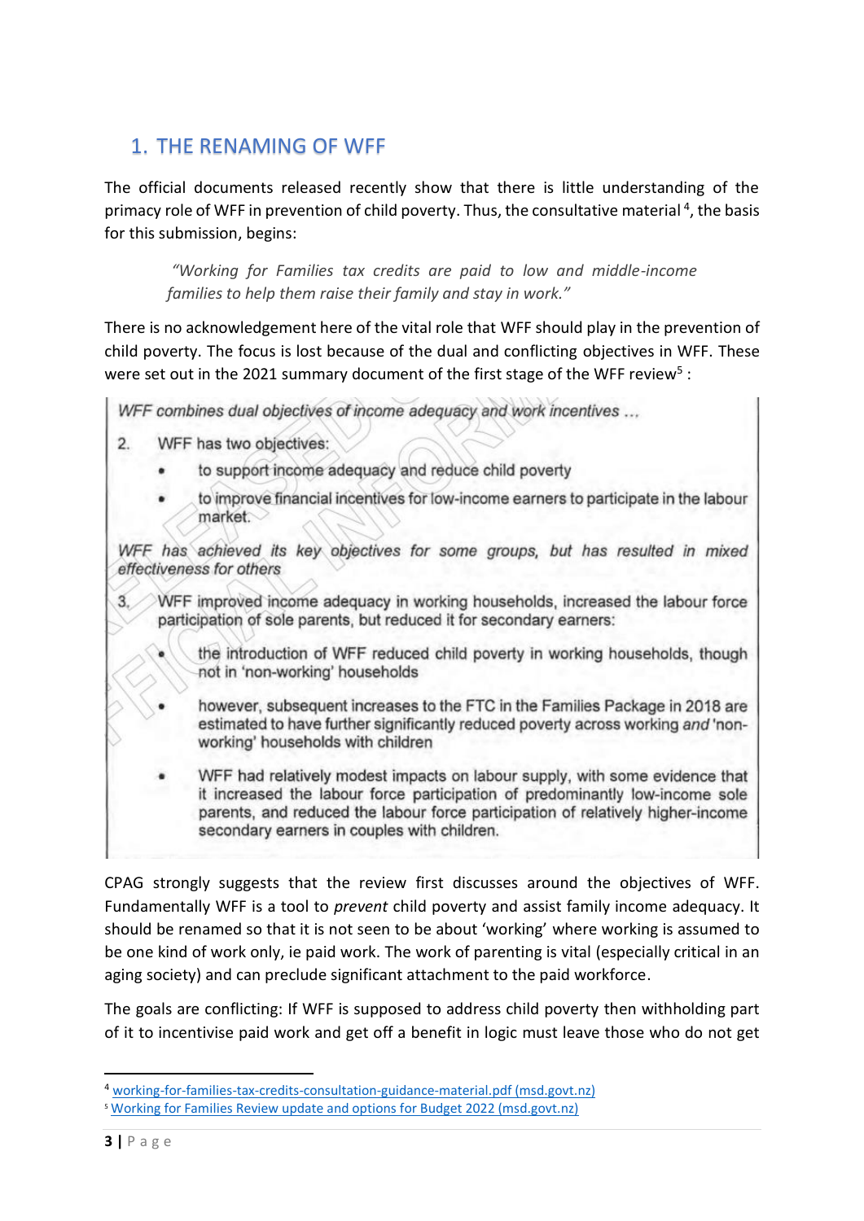## 1. THE RENAMING OF WFF

The official documents released recently show that there is little understanding of the primacy role of WFF in prevention of child poverty. Thus, the consultative material [4], the basis for this submission, begins:

> *"Working for Families tax credits are paid to low and middle-income families to help them raise their family and stay in work."*

There is no acknowledgement here of the vital role that WFF should play in the prevention of child poverty. The focus is lost because of the dual and conflicting objectives in WFF. These were set out in the 2021 summary document of the first stage of the WFF review[5] :

> *WFF combines dual objectives of income adequacy and work incentives ...*
>
> 2. WFF has two objectives:
>    - to support income adequacy and reduce child poverty
>    - to improve financial incentives for low-income earners to participate in the labour market.
>
> *WFF has achieved its key objectives for some groups, but has resulted in mixed effectiveness for others*
>
> 3. WFF improved income adequacy in working households, increased the labour force participation of sole parents, but reduced it for secondary earners:
>    - the introduction of WFF reduced child poverty in working households, though not in 'non-working' households
>    - however, subsequent increases to the FTC in the Families Package in 2018 are estimated to have further significantly reduced poverty across working *and* 'non-working' households with children
>    - WFF had relatively modest impacts on labour supply, with some evidence that it increased the labour force participation of predominantly low-income sole parents, and reduced the labour force participation of relatively higher-income secondary earners in couples with children.

CPAG strongly suggests that the review first discusses around the objectives of WFF. Fundamentally WFF is a tool to *prevent* child poverty and assist family income adequacy. It should be renamed so that it is not seen to be about 'working' where working is assumed to be one kind of work only, ie paid work. The work of parenting is vital (especially critical in an aging society) and can preclude significant attachment to the paid workforce.

The goals are conflicting: If WFF is supposed to address child poverty then withholding part of it to incentivise paid work and get off a benefit in logic must leave those who do not get

---

[4] working-for-families-tax-credits-consultation-guidance-material.pdf (msd.govt.nz)

[5] Working for Families Review update and options for Budget 2022 (msd.govt.nz)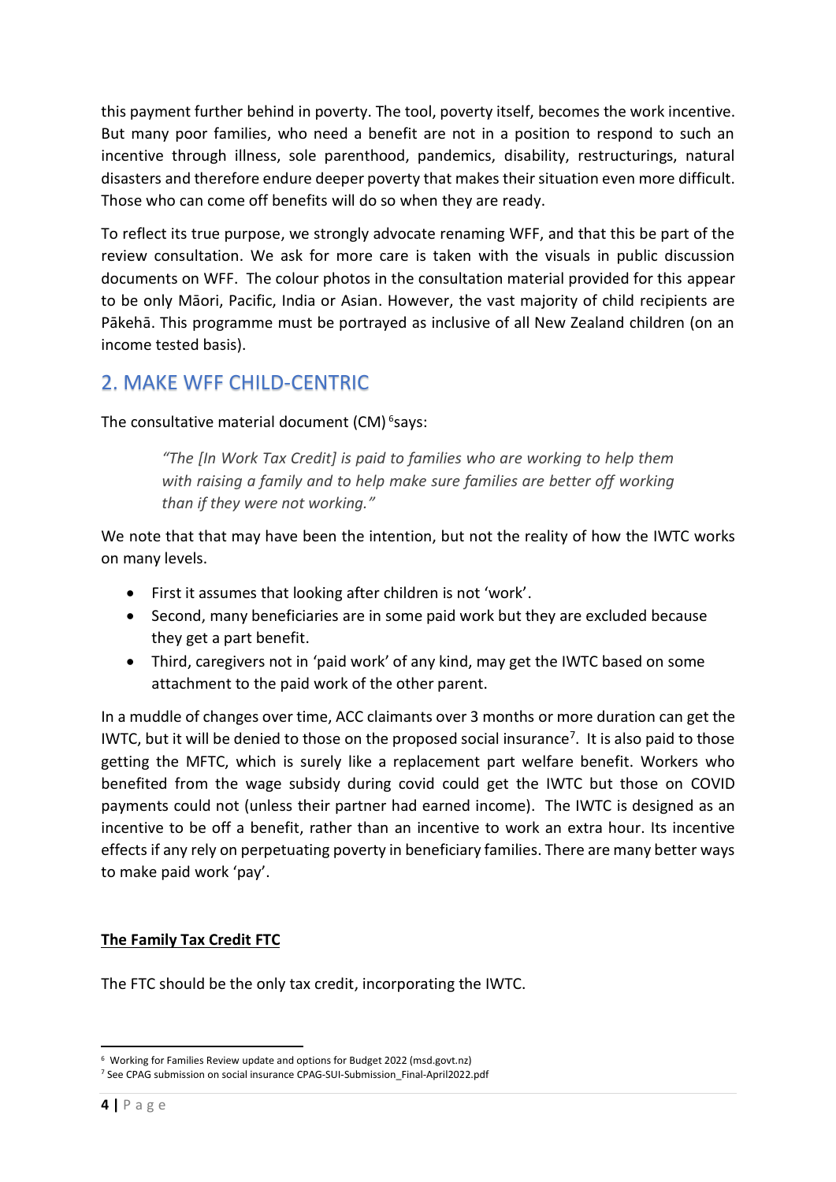this payment further behind in poverty. The tool, poverty itself, becomes the work incentive. But many poor families, who need a benefit are not in a position to respond to such an incentive through illness, sole parenthood, pandemics, disability, restructurings, natural disasters and therefore endure deeper poverty that makes their situation even more difficult. Those who can come off benefits will do so when they are ready.

To reflect its true purpose, we strongly advocate renaming WFF, and that this be part of the review consultation. We ask for more care is taken with the visuals in public discussion documents on WFF. The colour photos in the consultation material provided for this appear to be only Māori, Pacific, India or Asian. However, the vast majority of child recipients are Pākehā. This programme must be portrayed as inclusive of all New Zealand children (on an income tested basis).

## 2. MAKE WFF CHILD-CENTRIC

The consultative material document (CM)[6] says:

> *"The [In Work Tax Credit] is paid to families who are working to help them with raising a family and to help make sure families are better off working than if they were not working."*

We note that that may have been the intention, but not the reality of how the IWTC works on many levels.

- First it assumes that looking after children is not 'work'.
- Second, many beneficiaries are in some paid work but they are excluded because they get a part benefit.
- Third, caregivers not in 'paid work' of any kind, may get the IWTC based on some attachment to the paid work of the other parent.

In a muddle of changes over time, ACC claimants over 3 months or more duration can get the IWTC, but it will be denied to those on the proposed social insurance[7]. It is also paid to those getting the MFTC, which is surely like a replacement part welfare benefit. Workers who benefited from the wage subsidy during covid could get the IWTC but those on COVID payments could not (unless their partner had earned income). The IWTC is designed as an incentive to be off a benefit, rather than an incentive to work an extra hour. Its incentive effects if any rely on perpetuating poverty in beneficiary families. There are many better ways to make paid work 'pay'.

**<u>The Family Tax Credit FTC</u>**

The FTC should be the only tax credit, incorporating the IWTC.

---

[6] Working for Families Review update and options for Budget 2022 (msd.govt.nz)

[7] See CPAG submission on social insurance CPAG-SUI-Submission_Final-April2022.pdf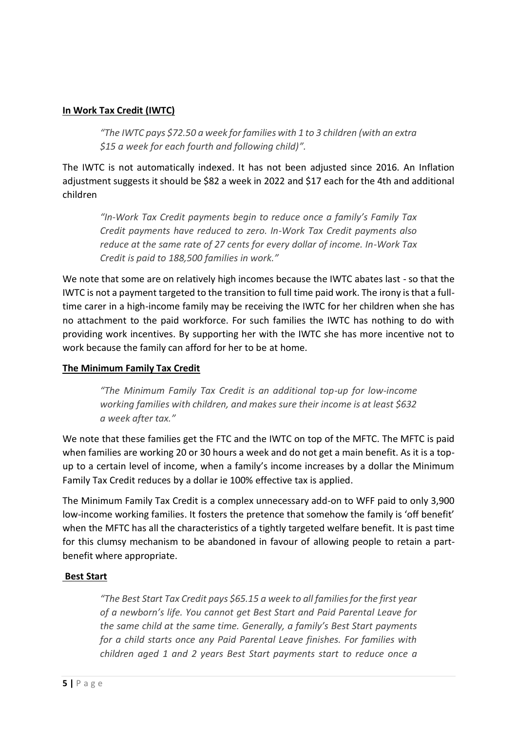**In Work Tax Credit (IWTC)**

> *"The IWTC pays $72.50 a week for families with 1 to 3 children (with an extra $15 a week for each fourth and following child)".*

The IWTC is not automatically indexed. It has not been adjusted since 2016. An Inflation adjustment suggests it should be $82 a week in 2022 and $17 each for the 4th and additional children

> *"In-Work Tax Credit payments begin to reduce once a family's Family Tax Credit payments have reduced to zero. In-Work Tax Credit payments also reduce at the same rate of 27 cents for every dollar of income. In-Work Tax Credit is paid to 188,500 families in work."*

We note that some are on relatively high incomes because the IWTC abates last - so that the IWTC is not a payment targeted to the transition to full time paid work. The irony is that a full-time carer in a high-income family may be receiving the IWTC for her children when she has no attachment to the paid workforce. For such families the IWTC has nothing to do with providing work incentives. By supporting her with the IWTC she has more incentive not to work because the family can afford for her to be at home.

**The Minimum Family Tax Credit**

> *"The Minimum Family Tax Credit is an additional top-up for low-income working families with children, and makes sure their income is at least $632 a week after tax."*

We note that these families get the FTC and the IWTC on top of the MFTC. The MFTC is paid when families are working 20 or 30 hours a week and do not get a main benefit. As it is a top-up to a certain level of income, when a family's income increases by a dollar the Minimum Family Tax Credit reduces by a dollar ie 100% effective tax is applied.

The Minimum Family Tax Credit is a complex unnecessary add-on to WFF paid to only 3,900 low-income working families. It fosters the pretence that somehow the family is 'off benefit' when the MFTC has all the characteristics of a tightly targeted welfare benefit. It is past time for this clumsy mechanism to be abandoned in favour of allowing people to retain a part-benefit where appropriate.

**Best Start**

> *"The Best Start Tax Credit pays $65.15 a week to all families for the first year of a newborn's life. You cannot get Best Start and Paid Parental Leave for the same child at the same time. Generally, a family's Best Start payments for a child starts once any Paid Parental Leave finishes. For families with children aged 1 and 2 years Best Start payments start to reduce once a*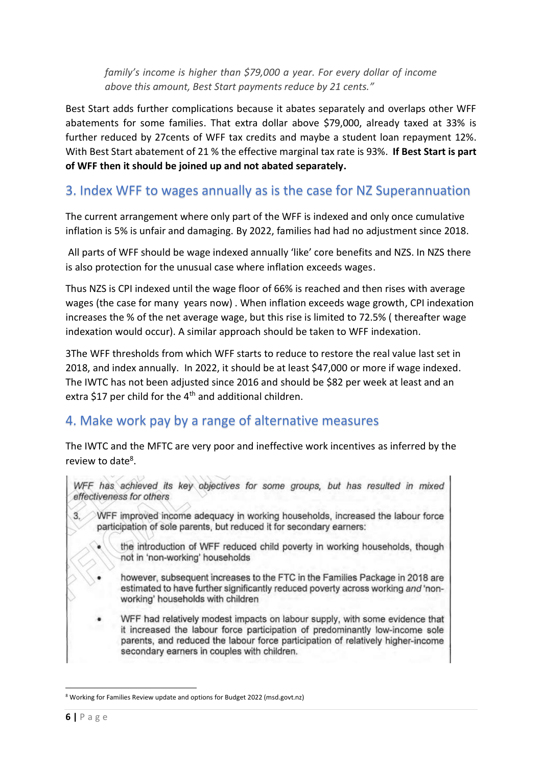*family's income is higher than $79,000 a year. For every dollar of income above this amount, Best Start payments reduce by 21 cents."*

Best Start adds further complications because it abates separately and overlaps other WFF abatements for some families. That extra dollar above $79,000, already taxed at 33% is further reduced by 27cents of WFF tax credits and maybe a student loan repayment 12%. With Best Start abatement of 21 % the effective marginal tax rate is 93%. **If Best Start is part of WFF then it should be joined up and not abated separately.**

## 3. Index WFF to wages annually as is the case for NZ Superannuation

The current arrangement where only part of the WFF is indexed and only once cumulative inflation is 5% is unfair and damaging. By 2022, families had had no adjustment since 2018.

All parts of WFF should be wage indexed annually 'like' core benefits and NZS. In NZS there is also protection for the unusual case where inflation exceeds wages.

Thus NZS is CPI indexed until the wage floor of 66% is reached and then rises with average wages (the case for many years now) . When inflation exceeds wage growth, CPI indexation increases the % of the net average wage, but this rise is limited to 72.5% ( thereafter wage indexation would occur). A similar approach should be taken to WFF indexation.

3The WFF thresholds from which WFF starts to reduce to restore the real value last set in 2018, and index annually. In 2022, it should be at least $47,000 or more if wage indexed. The IWTC has not been adjusted since 2016 and should be $82 per week at least and an extra $17 per child for the 4th and additional children.

## 4. Make work pay by a range of alternative measures

The IWTC and the MFTC are very poor and ineffective work incentives as inferred by the review to date[8].

> *WFF has achieved its key objectives for some groups, but has resulted in mixed effectiveness for others*
>
> 3. WFF improved income adequacy in working households, increased the labour force participation of sole parents, but reduced it for secondary earners:
>    - the introduction of WFF reduced child poverty in working households, though not in 'non-working' households
>    - however, subsequent increases to the FTC in the Families Package in 2018 are estimated to have further significantly reduced poverty across working *and* 'non-working' households with children
>    - WFF had relatively modest impacts on labour supply, with some evidence that it increased the labour force participation of predominantly low-income sole parents, and reduced the labour force participation of relatively higher-income secondary earners in couples with children.

[8] Working for Families Review update and options for Budget 2022 (msd.govt.nz)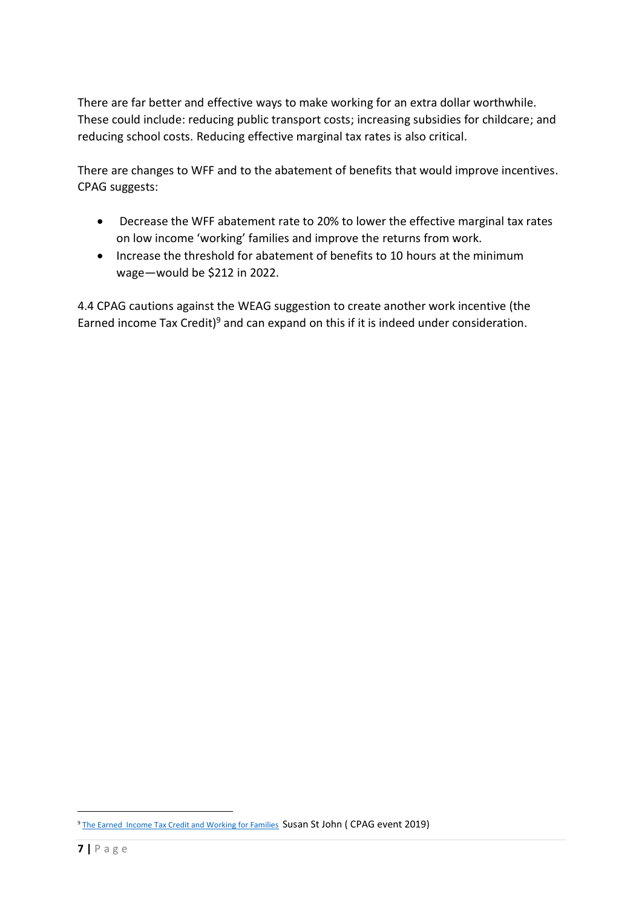There are far better and effective ways to make working for an extra dollar worthwhile. These could include: reducing public transport costs; increasing subsidies for childcare; and reducing school costs. Reducing effective marginal tax rates is also critical.

There are changes to WFF and to the abatement of benefits that would improve incentives. CPAG suggests:

- Decrease the WFF abatement rate to 20% to lower the effective marginal tax rates on low income 'working' families and improve the returns from work.
- Increase the threshold for abatement of benefits to 10 hours at the minimum wage—would be $212 in 2022.

4.4 CPAG cautions against the WEAG suggestion to create another work incentive (the Earned income Tax Credit)[9] and can expand on this if it is indeed under consideration.

---

[9] The Earned Income Tax Credit and Working for Families Susan St John ( CPAG event 2019)